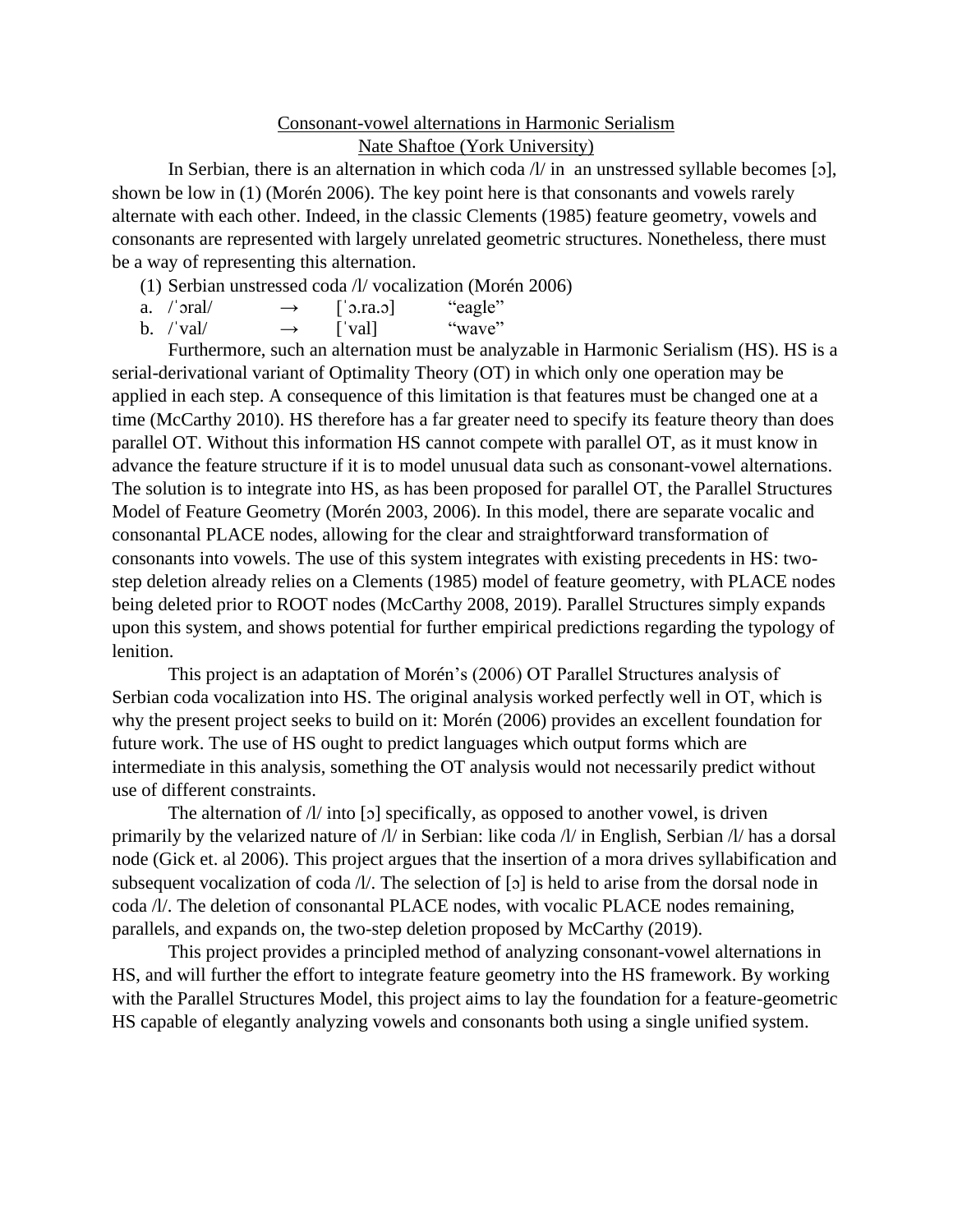Consonant-vowel alternations in Harmonic Serialism

Nate Shaftoe (York University)

In Serbian, there is an alternation in which coda /l/ in an unstressed syllable becomes [ɔ], shown be low in (1) (Morén 2006). The key point here is that consonants and vowels rarely alternate with each other. Indeed, in the classic Clements (1985) feature geometry, vowels and consonants are represented with largely unrelated geometric structures. Nonetheless, there must be a way of representing this alternation.

(1) Serbian unstressed coda /l/ vocalization (Morén 2006)

a. /ˈɔral/ → [ˈɔ.ra.ɔ] "eagle"

b. /ˈval/ → [ˈval] "wave"

Furthermore, such an alternation must be analyzable in Harmonic Serialism (HS). HS is a serial-derivational variant of Optimality Theory (OT) in which only one operation may be applied in each step. A consequence of this limitation is that features must be changed one at a time (McCarthy 2010). HS therefore has a far greater need to specify its feature theory than does parallel OT. Without this information HS cannot compete with parallel OT, as it must know in advance the feature structure if it is to model unusual data such as consonant-vowel alternations. The solution is to integrate into HS, as has been proposed for parallel OT, the Parallel Structures Model of Feature Geometry (Morén 2003, 2006). In this model, there are separate vocalic and consonantal PLACE nodes, allowing for the clear and straightforward transformation of consonants into vowels. The use of this system integrates with existing precedents in HS: two-step deletion already relies on a Clements (1985) model of feature geometry, with PLACE nodes being deleted prior to ROOT nodes (McCarthy 2008, 2019). Parallel Structures simply expands upon this system, and shows potential for further empirical predictions regarding the typology of lenition.

This project is an adaptation of Morén's (2006) OT Parallel Structures analysis of Serbian coda vocalization into HS. The original analysis worked perfectly well in OT, which is why the present project seeks to build on it: Morén (2006) provides an excellent foundation for future work. The use of HS ought to predict languages which output forms which are intermediate in this analysis, something the OT analysis would not necessarily predict without use of different constraints.

The alternation of /l/ into [ɔ] specifically, as opposed to another vowel, is driven primarily by the velarized nature of /l/ in Serbian: like coda /l/ in English, Serbian /l/ has a dorsal node (Gick et. al 2006). This project argues that the insertion of a mora drives syllabification and subsequent vocalization of coda /l/. The selection of [ɔ] is held to arise from the dorsal node in coda /l/. The deletion of consonantal PLACE nodes, with vocalic PLACE nodes remaining, parallels, and expands on, the two-step deletion proposed by McCarthy (2019).

This project provides a principled method of analyzing consonant-vowel alternations in HS, and will further the effort to integrate feature geometry into the HS framework. By working with the Parallel Structures Model, this project aims to lay the foundation for a feature-geometric HS capable of elegantly analyzing vowels and consonants both using a single unified system.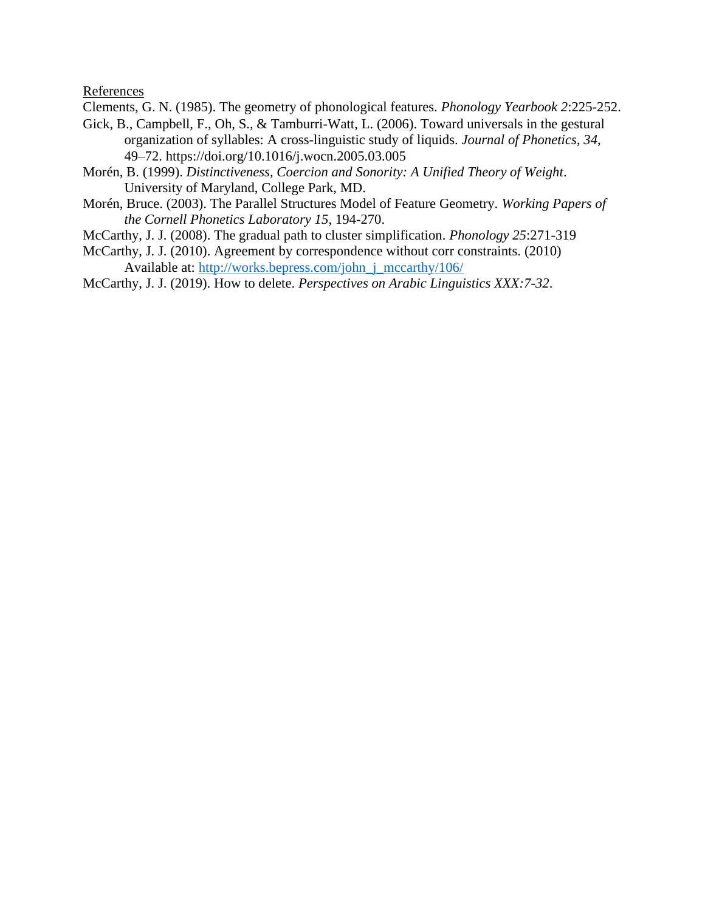References

Clements, G. N. (1985). The geometry of phonological features. *Phonology Yearbook 2*:225-252.

Gick, B., Campbell, F., Oh, S., & Tamburri-Watt, L. (2006). Toward universals in the gestural organization of syllables: A cross-linguistic study of liquids. *Journal of Phonetics*, *34*, 49–72. https://doi.org/10.1016/j.wocn.2005.03.005

Morén, B. (1999). *Distinctiveness, Coercion and Sonority: A Unified Theory of Weight*. University of Maryland, College Park, MD.

Morén, Bruce. (2003). The Parallel Structures Model of Feature Geometry. *Working Papers of the Cornell Phonetics Laboratory 15*, 194-270.

McCarthy, J. J. (2008). The gradual path to cluster simplification. *Phonology 25*:271-319

McCarthy, J. J. (2010). Agreement by correspondence without corr constraints. (2010) Available at: http://works.bepress.com/john_j_mccarthy/106/

McCarthy, J. J. (2019). How to delete. *Perspectives on Arabic Linguistics XXX:7-32*.